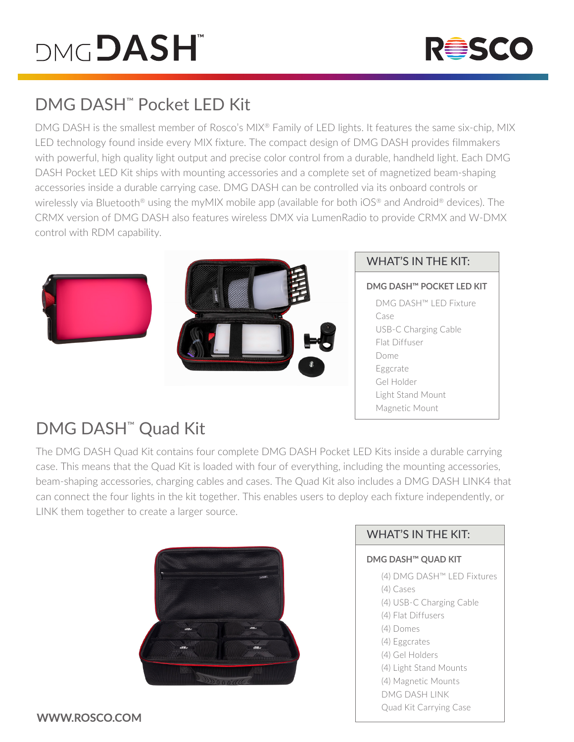# DMG DASH™

ROSCO

## DMG DASH™ Pocket LED Kit

DMG DASH is the smallest member of Rosco's MIX® Family of LED lights. It features the same six-chip, MIX LED technology found inside every MIX fixture. The compact design of DMG DASH provides filmmakers with powerful, high quality light output and precise color control from a durable, handheld light. Each DMG DASH Pocket LED Kit ships with mounting accessories and a complete set of magnetized beam-shaping accessories inside a durable carrying case. DMG DASH can be controlled via its onboard controls or wirelessly via Bluetooth® using the myMIX mobile app (available for both iOS® and Android® devices). The CRMX version of DMG DASH also features wireless DMX via LumenRadio to provide CRMX and W-DMX control with RDM capability.

### WHAT'S IN THE KIT:

**DMG DASH™ POCKET LED KIT**

- DMG DASH™ LED Fixture
- Case
- USB-C Charging Cable
- Flat Diffuser
- Dome
- Eggcrate
- Gel Holder
- Light Stand Mount
- Magnetic Mount

## DMG DASH™ Quad Kit

The DMG DASH Quad Kit contains four complete DMG DASH Pocket LED Kits inside a durable carrying case. This means that the Quad Kit is loaded with four of everything, including the mounting accessories, beam-shaping accessories, charging cables and cases. The Quad Kit also includes a DMG DASH LINK4 that can connect the four lights in the kit together. This enables users to deploy each fixture independently, or LINK them together to create a larger source.

### WHAT'S IN THE KIT:

**DMG DASH™ QUAD KIT**

- (4) DMG DASH™ LED Fixtures
- (4) Cases
- (4) USB-C Charging Cable
- (4) Flat Diffusers
- (4) Domes
- (4) Eggcrates
- (4) Gel Holders
- (4) Light Stand Mounts
- (4) Magnetic Mounts
- DMG DASH LINK
- Quad Kit Carrying Case

**WWW.ROSCO.COM**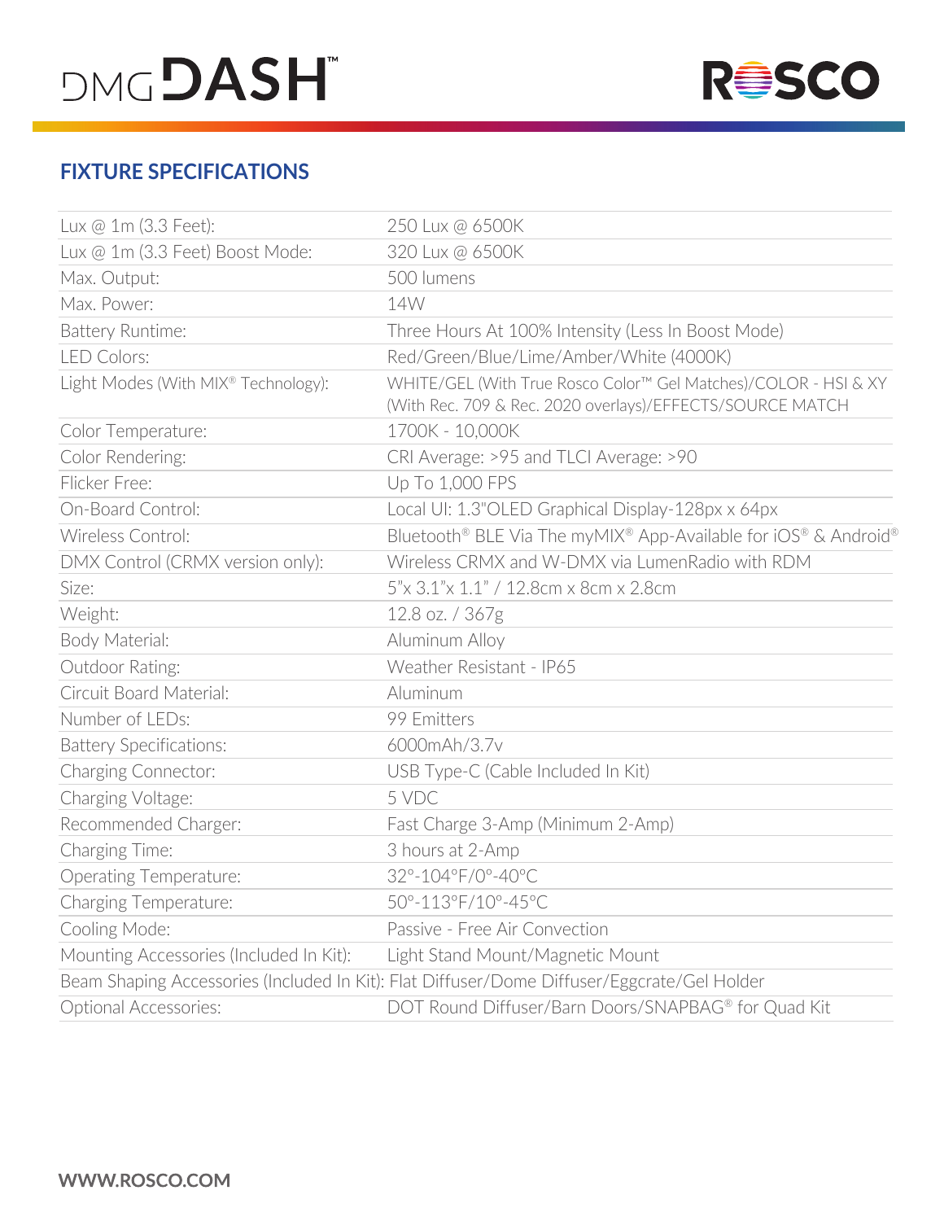# DMG DASH™

# ROSCO

## FIXTURE SPECIFICATIONS

| | |
|---|---|
| Lux @ 1m (3.3 Feet): | 250 Lux @ 6500K |
| Lux @ 1m (3.3 Feet) Boost Mode: | 320 Lux @ 6500K |
| Max. Output: | 500 lumens |
| Max. Power: | 14W |
| Battery Runtime: | Three Hours At 100% Intensity (Less In Boost Mode) |
| LED Colors: | Red/Green/Blue/Lime/Amber/White (4000K) |
| Light Modes (With MIX® Technology): | WHITE/GEL (With True Rosco Color™ Gel Matches)/COLOR - HSI & XY (With Rec. 709 & Rec. 2020 overlays)/EFFECTS/SOURCE MATCH |
| Color Temperature: | 1700K - 10,000K |
| Color Rendering: | CRI Average: >95 and TLCI Average: >90 |
| Flicker Free: | Up To 1,000 FPS |
| On-Board Control: | Local UI: 1.3"OLED Graphical Display-128px x 64px |
| Wireless Control: | Bluetooth® BLE Via The myMIX® App-Available for iOS® & Android® |
| DMX Control (CRMX version only): | Wireless CRMX and W-DMX via LumenRadio with RDM |
| Size: | 5"x 3.1"x 1.1" / 12.8cm x 8cm x 2.8cm |
| Weight: | 12.8 oz. / 367g |
| Body Material: | Aluminum Alloy |
| Outdoor Rating: | Weather Resistant - IP65 |
| Circuit Board Material: | Aluminum |
| Number of LEDs: | 99 Emitters |
| Battery Specifications: | 6000mAh/3.7v |
| Charging Connector: | USB Type-C (Cable Included In Kit) |
| Charging Voltage: | 5 VDC |
| Recommended Charger: | Fast Charge 3-Amp (Minimum 2-Amp) |
| Charging Time: | 3 hours at 2-Amp |
| Operating Temperature: | 32°-104°F/0°-40°C |
| Charging Temperature: | 50°-113°F/10°-45°C |
| Cooling Mode: | Passive - Free Air Convection |
| Mounting Accessories (Included In Kit): | Light Stand Mount/Magnetic Mount |
| Beam Shaping Accessories (Included In Kit): | Flat Diffuser/Dome Diffuser/Eggcrate/Gel Holder |
| Optional Accessories: | DOT Round Diffuser/Barn Doors/SNAPBAG® for Quad Kit |

**WWW.ROSCO.COM**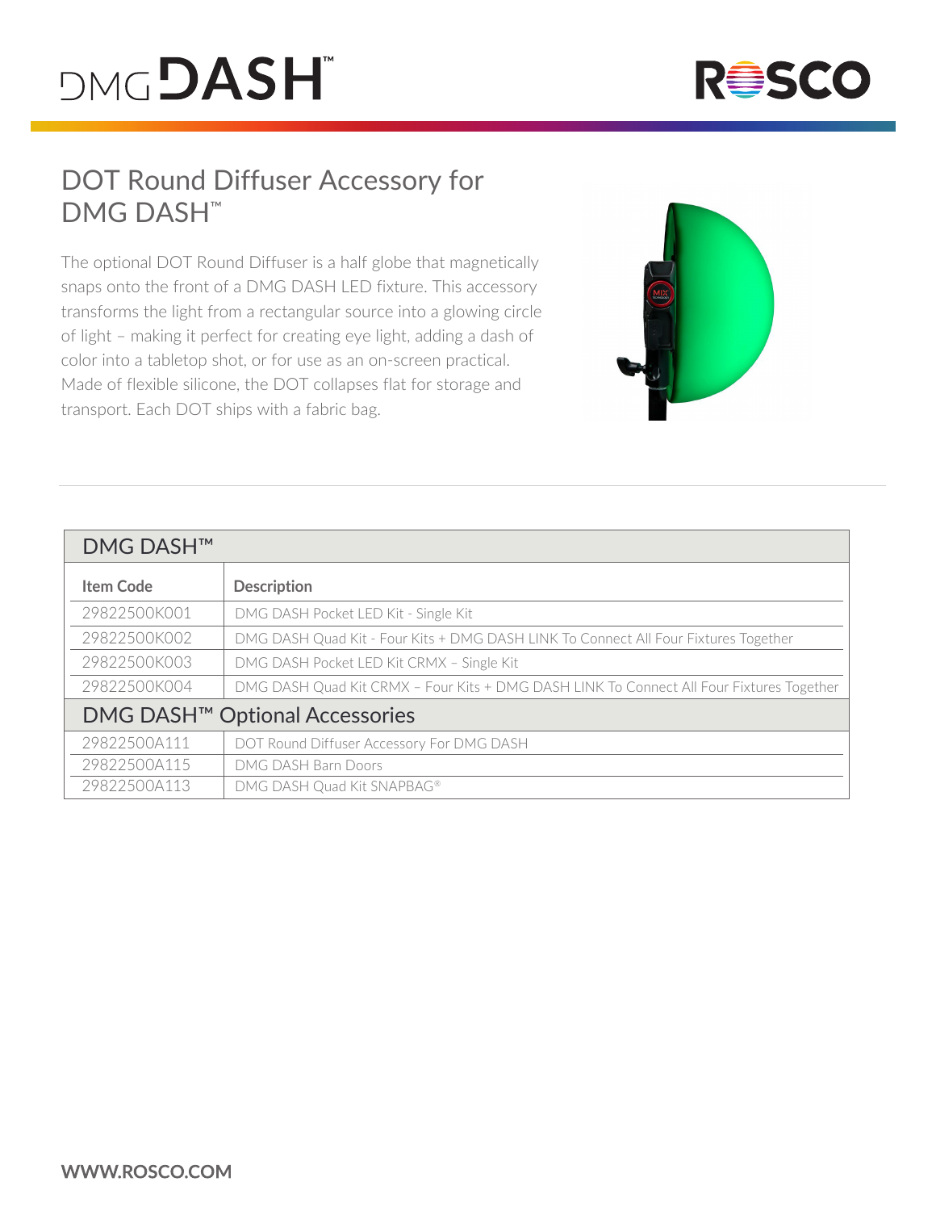# DMG DASH™

## DOT Round Diffuser Accessory for DMG DASH™

The optional DOT Round Diffuser is a half globe that magnetically snaps onto the front of a DMG DASH LED fixture. This accessory transforms the light from a rectangular source into a glowing circle of light – making it perfect for creating eye light, adding a dash of color into a tabletop shot, or for use as an on-screen practical. Made of flexible silicone, the DOT collapses flat for storage and transport. Each DOT ships with a fabric bag.

| DMG DASH™ | |
|---|---|
| **Item Code** | **Description** |
| 29822500K001 | DMG DASH Pocket LED Kit - Single Kit |
| 29822500K002 | DMG DASH Quad Kit - Four Kits + DMG DASH LINK To Connect All Four Fixtures Together |
| 29822500K003 | DMG DASH Pocket LED Kit CRMX – Single Kit |
| 29822500K004 | DMG DASH Quad Kit CRMX – Four Kits + DMG DASH LINK To Connect All Four Fixtures Together |
| **DMG DASH™ Optional Accessories** | |
| 29822500A111 | DOT Round Diffuser Accessory For DMG DASH |
| 29822500A115 | DMG DASH Barn Doors |
| 29822500A113 | DMG DASH Quad Kit SNAPBAG® |

**WWW.ROSCO.COM**